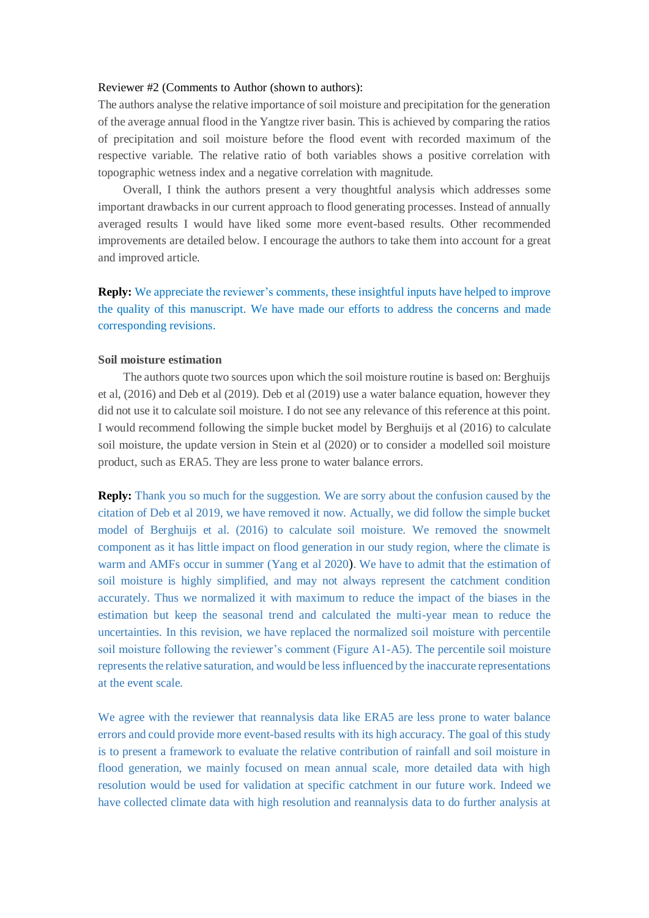Reviewer #2 (Comments to Author (shown to authors):

The authors analyse the relative importance of soil moisture and precipitation for the generation of the average annual flood in the Yangtze river basin. This is achieved by comparing the ratios of precipitation and soil moisture before the flood event with recorded maximum of the respective variable. The relative ratio of both variables shows a positive correlation with topographic wetness index and a negative correlation with magnitude.

Overall, I think the authors present a very thoughtful analysis which addresses some important drawbacks in our current approach to flood generating processes. Instead of annually averaged results I would have liked some more event-based results. Other recommended improvements are detailed below. I encourage the authors to take them into account for a great and improved article.

**Reply:** We appreciate the reviewer's comments, these insightful inputs have helped to improve the quality of this manuscript. We have made our efforts to address the concerns and made corresponding revisions.

**Soil moisture estimation**

The authors quote two sources upon which the soil moisture routine is based on: Berghuijs et al, (2016) and Deb et al (2019). Deb et al (2019) use a water balance equation, however they did not use it to calculate soil moisture. I do not see any relevance of this reference at this point. I would recommend following the simple bucket model by Berghuijs et al (2016) to calculate soil moisture, the update version in Stein et al (2020) or to consider a modelled soil moisture product, such as ERA5. They are less prone to water balance errors.

**Reply:** Thank you so much for the suggestion. We are sorry about the confusion caused by the citation of Deb et al 2019, we have removed it now. Actually, we did follow the simple bucket model of Berghuijs et al. (2016) to calculate soil moisture. We removed the snowmelt component as it has little impact on flood generation in our study region, where the climate is warm and AMFs occur in summer (Yang et al 2020). We have to admit that the estimation of soil moisture is highly simplified, and may not always represent the catchment condition accurately. Thus we normalized it with maximum to reduce the impact of the biases in the estimation but keep the seasonal trend and calculated the multi-year mean to reduce the uncertainties. In this revision, we have replaced the normalized soil moisture with percentile soil moisture following the reviewer's comment (Figure A1-A5). The percentile soil moisture represents the relative saturation, and would be less influenced by the inaccurate representations at the event scale.

We agree with the reviewer that reannalysis data like ERA5 are less prone to water balance errors and could provide more event-based results with its high accuracy. The goal of this study is to present a framework to evaluate the relative contribution of rainfall and soil moisture in flood generation, we mainly focused on mean annual scale, more detailed data with high resolution would be used for validation at specific catchment in our future work. Indeed we have collected climate data with high resolution and reannalysis data to do further analysis at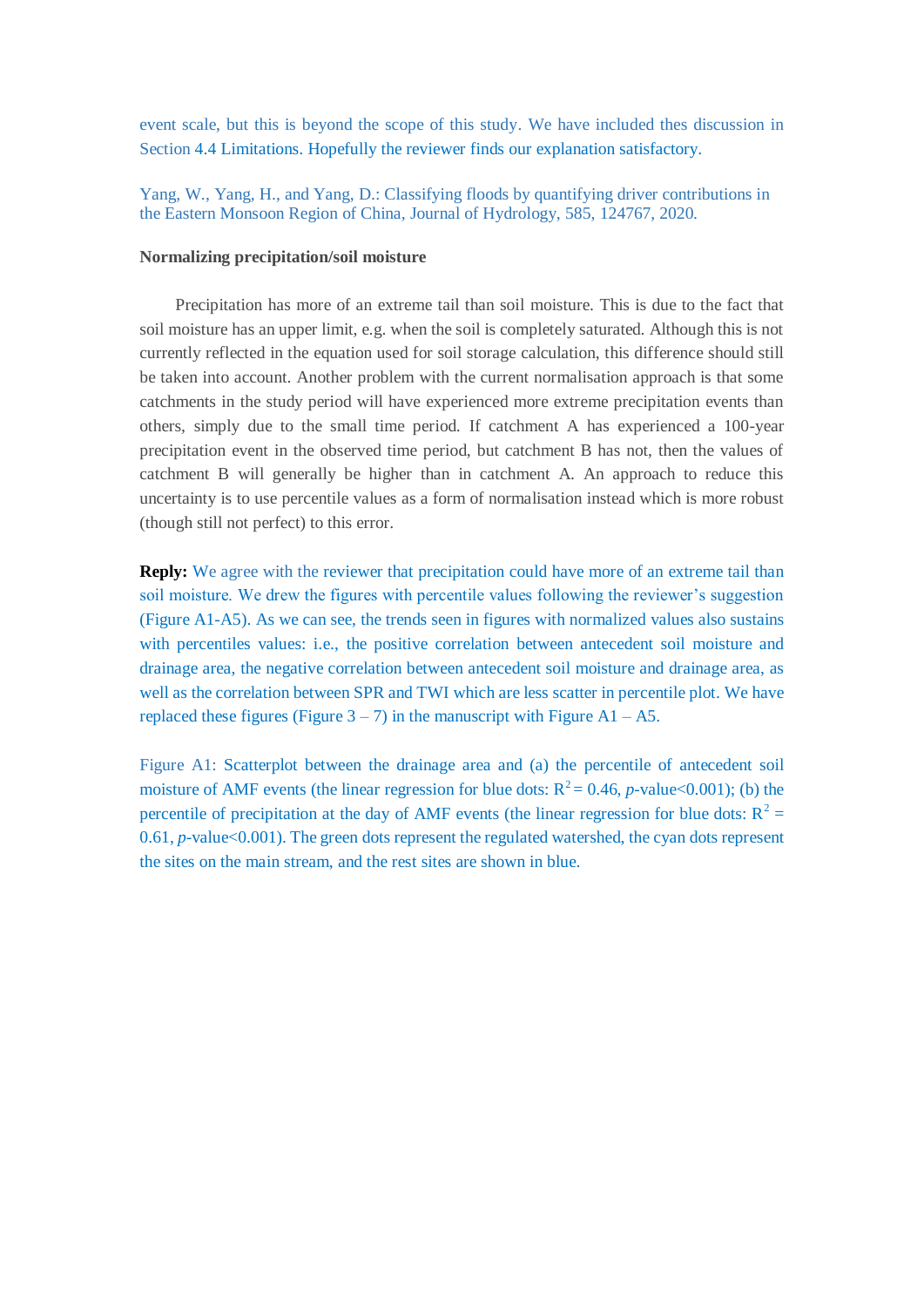event scale, but this is beyond the scope of this study. We have included thes discussion in Section 4.4 Limitations. Hopefully the reviewer finds our explanation satisfactory.

Yang, W., Yang, H., and Yang, D.: Classifying floods by quantifying driver contributions in the Eastern Monsoon Region of China, Journal of Hydrology, 585, 124767, 2020.

**Normalizing precipitation/soil moisture**

Precipitation has more of an extreme tail than soil moisture. This is due to the fact that soil moisture has an upper limit, e.g. when the soil is completely saturated. Although this is not currently reflected in the equation used for soil storage calculation, this difference should still be taken into account. Another problem with the current normalisation approach is that some catchments in the study period will have experienced more extreme precipitation events than others, simply due to the small time period. If catchment A has experienced a 100-year precipitation event in the observed time period, but catchment B has not, then the values of catchment B will generally be higher than in catchment A. An approach to reduce this uncertainty is to use percentile values as a form of normalisation instead which is more robust (though still not perfect) to this error.

**Reply:** We agree with the reviewer that precipitation could have more of an extreme tail than soil moisture. We drew the figures with percentile values following the reviewer's suggestion (Figure A1-A5). As we can see, the trends seen in figures with normalized values also sustains with percentiles values: i.e., the positive correlation between antecedent soil moisture and drainage area, the negative correlation between antecedent soil moisture and drainage area, as well as the correlation between SPR and TWI which are less scatter in percentile plot. We have replaced these figures (Figure 3 – 7) in the manuscript with Figure A1 – A5.

Figure A1: Scatterplot between the drainage area and (a) the percentile of antecedent soil moisture of AMF events (the linear regression for blue dots: $R^2 = 0.46$, $p$-value<0.001); (b) the percentile of precipitation at the day of AMF events (the linear regression for blue dots: $R^2 = 0.61$, $p$-value<0.001). The green dots represent the regulated watershed, the cyan dots represent the sites on the main stream, and the rest sites are shown in blue.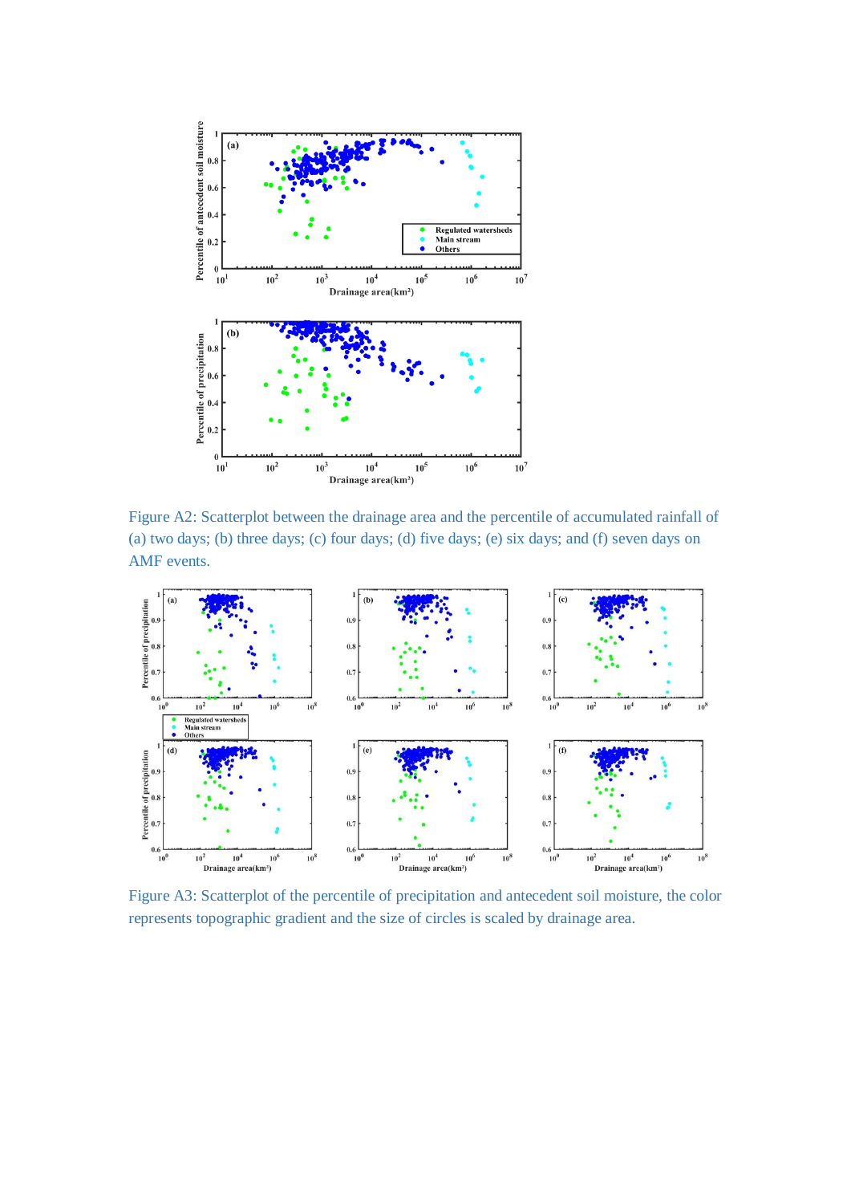Figure A2: Scatterplot between the drainage area and the percentile of accumulated rainfall of (a) two days; (b) three days; (c) four days; (d) five days; (e) six days; and (f) seven days on AMF events.

Figure A3: Scatterplot of the percentile of precipitation and antecedent soil moisture, the color represents topographic gradient and the size of circles is scaled by drainage area.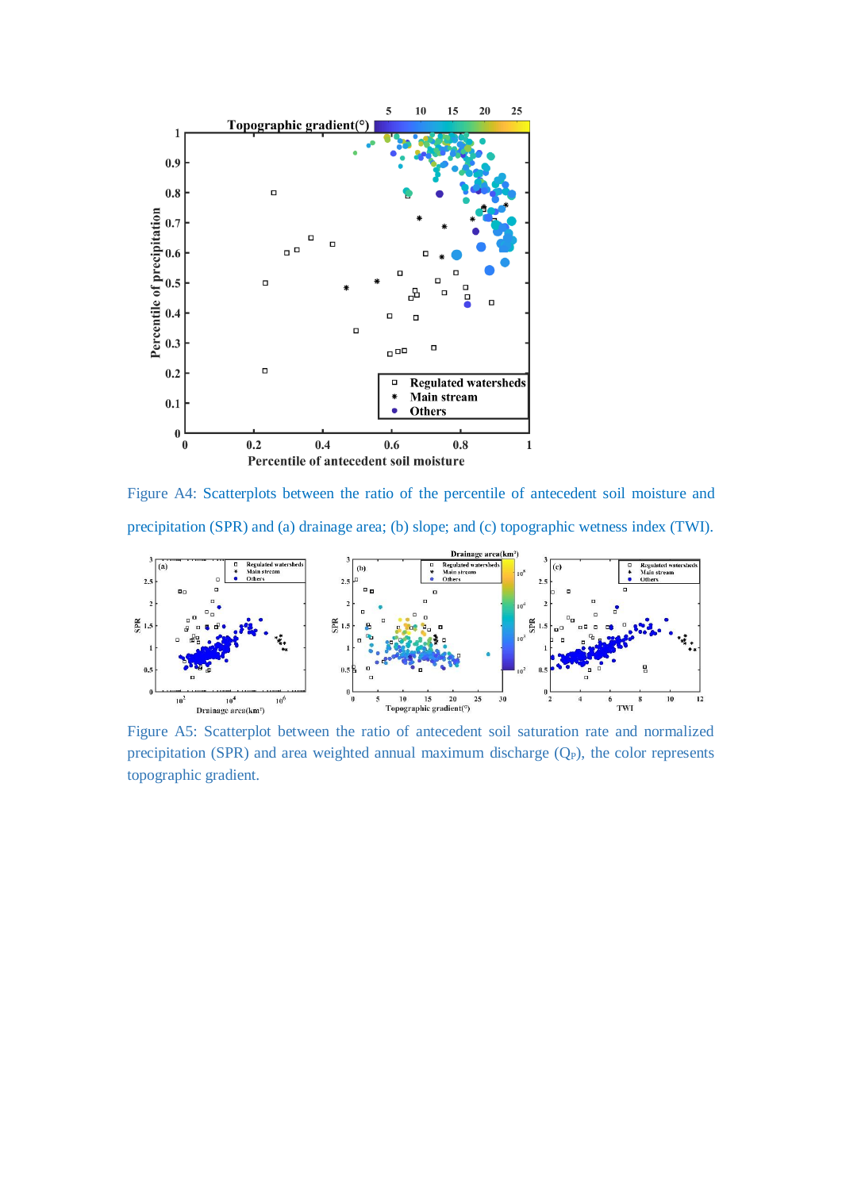Figure A4: Scatterplots between the ratio of the percentile of antecedent soil moisture and precipitation (SPR) and (a) drainage area; (b) slope; and (c) topographic wetness index (TWI).

Figure A5: Scatterplot between the ratio of antecedent soil saturation rate and normalized precipitation (SPR) and area weighted annual maximum discharge ($Q_P$), the color represents topographic gradient.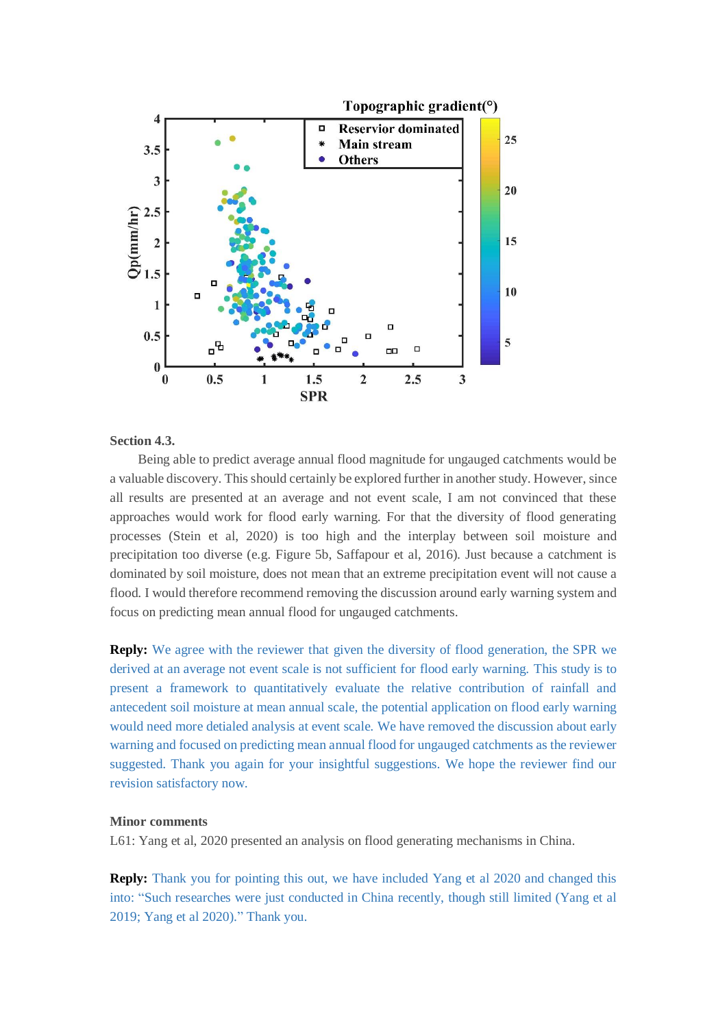**Section 4.3.**

Being able to predict average annual flood magnitude for ungauged catchments would be a valuable discovery. This should certainly be explored further in another study. However, since all results are presented at an average and not event scale, I am not convinced that these approaches would work for flood early warning. For that the diversity of flood generating processes (Stein et al, 2020) is too high and the interplay between soil moisture and precipitation too diverse (e.g. Figure 5b, Saffapour et al, 2016). Just because a catchment is dominated by soil moisture, does not mean that an extreme precipitation event will not cause a flood. I would therefore recommend removing the discussion around early warning system and focus on predicting mean annual flood for ungauged catchments.

**Reply:** We agree with the reviewer that given the diversity of flood generation, the SPR we derived at an average not event scale is not sufficient for flood early warning. This study is to present a framework to quantitatively evaluate the relative contribution of rainfall and antecedent soil moisture at mean annual scale, the potential application on flood early warning would need more detialed analysis at event scale. We have removed the discussion about early warning and focused on predicting mean annual flood for ungauged catchments as the reviewer suggested. Thank you again for your insightful suggestions. We hope the reviewer find our revision satisfactory now.

**Minor comments**

L61: Yang et al, 2020 presented an analysis on flood generating mechanisms in China.

**Reply:** Thank you for pointing this out, we have included Yang et al 2020 and changed this into: "Such researches were just conducted in China recently, though still limited (Yang et al 2019; Yang et al 2020)." Thank you.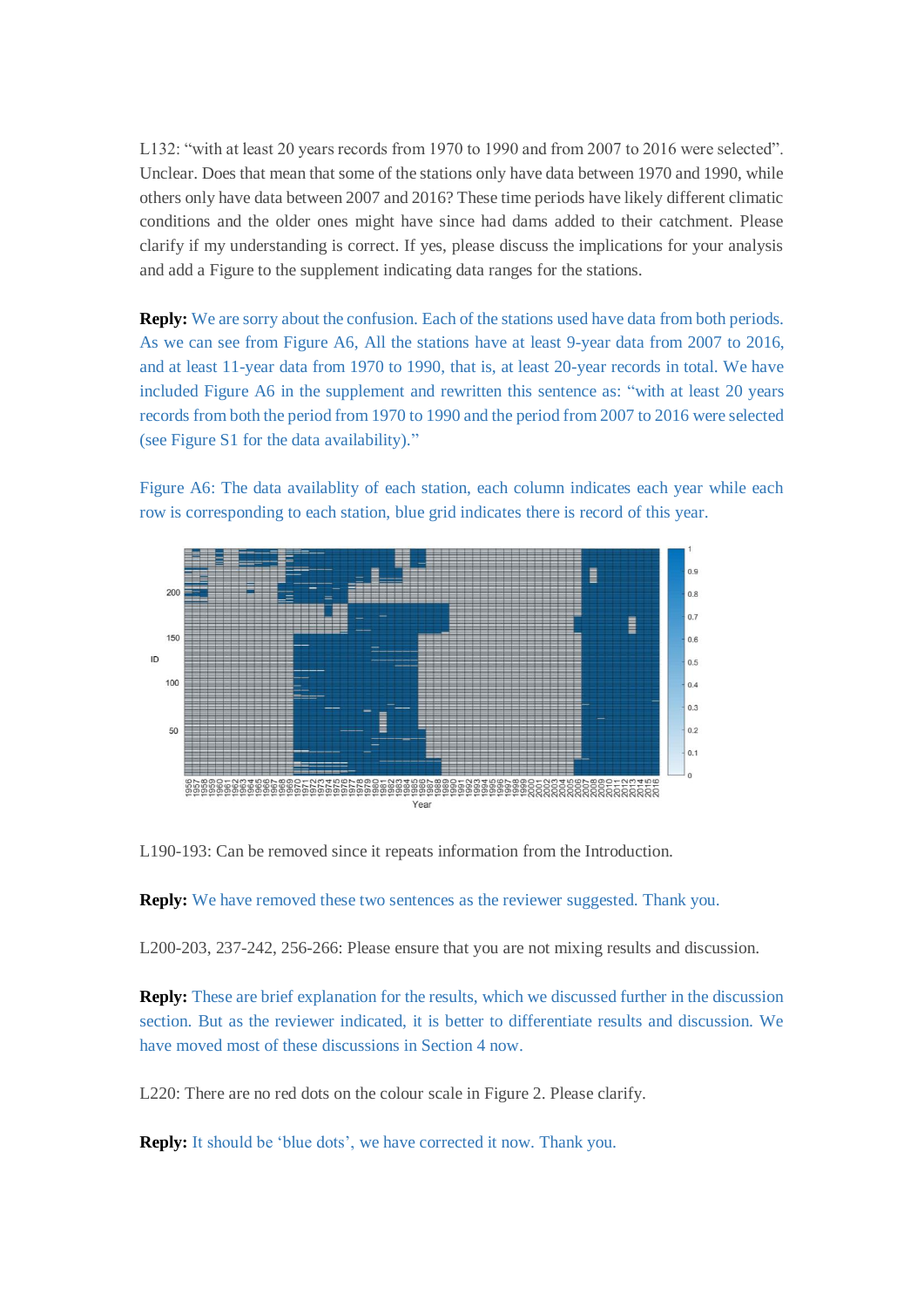L132: "with at least 20 years records from 1970 to 1990 and from 2007 to 2016 were selected". Unclear. Does that mean that some of the stations only have data between 1970 and 1990, while others only have data between 2007 and 2016? These time periods have likely different climatic conditions and the older ones might have since had dams added to their catchment. Please clarify if my understanding is correct. If yes, please discuss the implications for your analysis and add a Figure to the supplement indicating data ranges for the stations.

**Reply:** We are sorry about the confusion. Each of the stations used have data from both periods. As we can see from Figure A6, All the stations have at least 9-year data from 2007 to 2016, and at least 11-year data from 1970 to 1990, that is, at least 20-year records in total. We have included Figure A6 in the supplement and rewritten this sentence as: "with at least 20 years records from both the period from 1970 to 1990 and the period from 2007 to 2016 were selected (see Figure S1 for the data availability)."

Figure A6: The data availablity of each station, each column indicates each year while each row is corresponding to each station, blue grid indicates there is record of this year.

L190-193: Can be removed since it repeats information from the Introduction.

**Reply:** We have removed these two sentences as the reviewer suggested. Thank you.

L200-203, 237-242, 256-266: Please ensure that you are not mixing results and discussion.

**Reply:** These are brief explanation for the results, which we discussed further in the discussion section. But as the reviewer indicated, it is better to differentiate results and discussion. We have moved most of these discussions in Section 4 now.

L220: There are no red dots on the colour scale in Figure 2. Please clarify.

**Reply:** It should be 'blue dots', we have corrected it now. Thank you.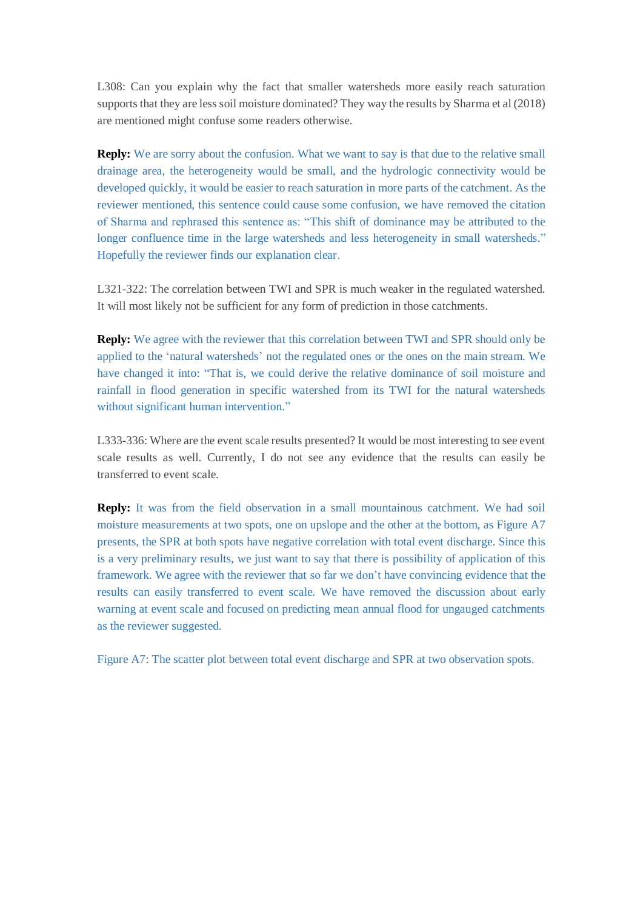L308: Can you explain why the fact that smaller watersheds more easily reach saturation supports that they are less soil moisture dominated? They way the results by Sharma et al (2018) are mentioned might confuse some readers otherwise.

**Reply:** We are sorry about the confusion. What we want to say is that due to the relative small drainage area, the heterogeneity would be small, and the hydrologic connectivity would be developed quickly, it would be easier to reach saturation in more parts of the catchment. As the reviewer mentioned, this sentence could cause some confusion, we have removed the citation of Sharma and rephrased this sentence as: "This shift of dominance may be attributed to the longer confluence time in the large watersheds and less heterogeneity in small watersheds." Hopefully the reviewer finds our explanation clear.

L321-322: The correlation between TWI and SPR is much weaker in the regulated watershed. It will most likely not be sufficient for any form of prediction in those catchments.

**Reply:** We agree with the reviewer that this correlation between TWI and SPR should only be applied to the 'natural watersheds' not the regulated ones or the ones on the main stream. We have changed it into: "That is, we could derive the relative dominance of soil moisture and rainfall in flood generation in specific watershed from its TWI for the natural watersheds without significant human intervention."

L333-336: Where are the event scale results presented? It would be most interesting to see event scale results as well. Currently, I do not see any evidence that the results can easily be transferred to event scale.

**Reply:** It was from the field observation in a small mountainous catchment. We had soil moisture measurements at two spots, one on upslope and the other at the bottom, as Figure A7 presents, the SPR at both spots have negative correlation with total event discharge. Since this is a very preliminary results, we just want to say that there is possibility of application of this framework. We agree with the reviewer that so far we don't have convincing evidence that the results can easily transferred to event scale. We have removed the discussion about early warning at event scale and focused on predicting mean annual flood for ungauged catchments as the reviewer suggested.

Figure A7: The scatter plot between total event discharge and SPR at two observation spots.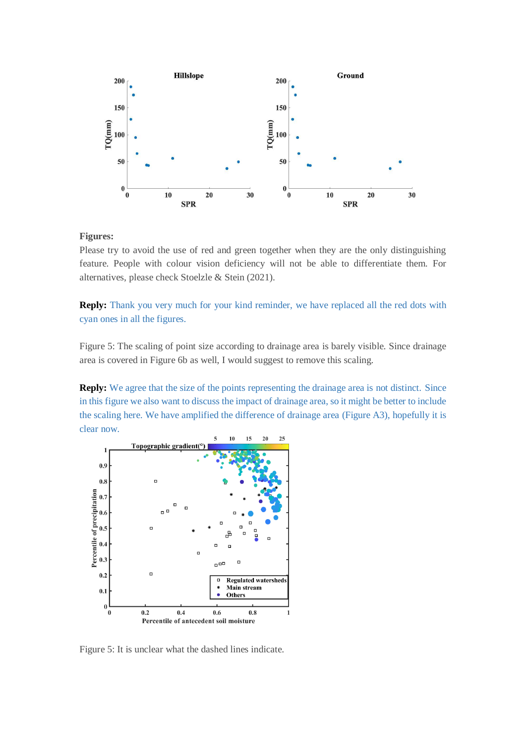**Figures:**

Please try to avoid the use of red and green together when they are the only distinguishing feature. People with colour vision deficiency will not be able to differentiate them. For alternatives, please check Stoelzle & Stein (2021).

**Reply:** Thank you very much for your kind reminder, we have replaced all the red dots with cyan ones in all the figures.

Figure 5: The scaling of point size according to drainage area is barely visible. Since drainage area is covered in Figure 6b as well, I would suggest to remove this scaling.

**Reply:** We agree that the size of the points representing the drainage area is not distinct. Since in this figure we also want to discuss the impact of drainage area, so it might be better to include the scaling here. We have amplified the difference of drainage area (Figure A3), hopefully it is clear now.

Figure 5: It is unclear what the dashed lines indicate.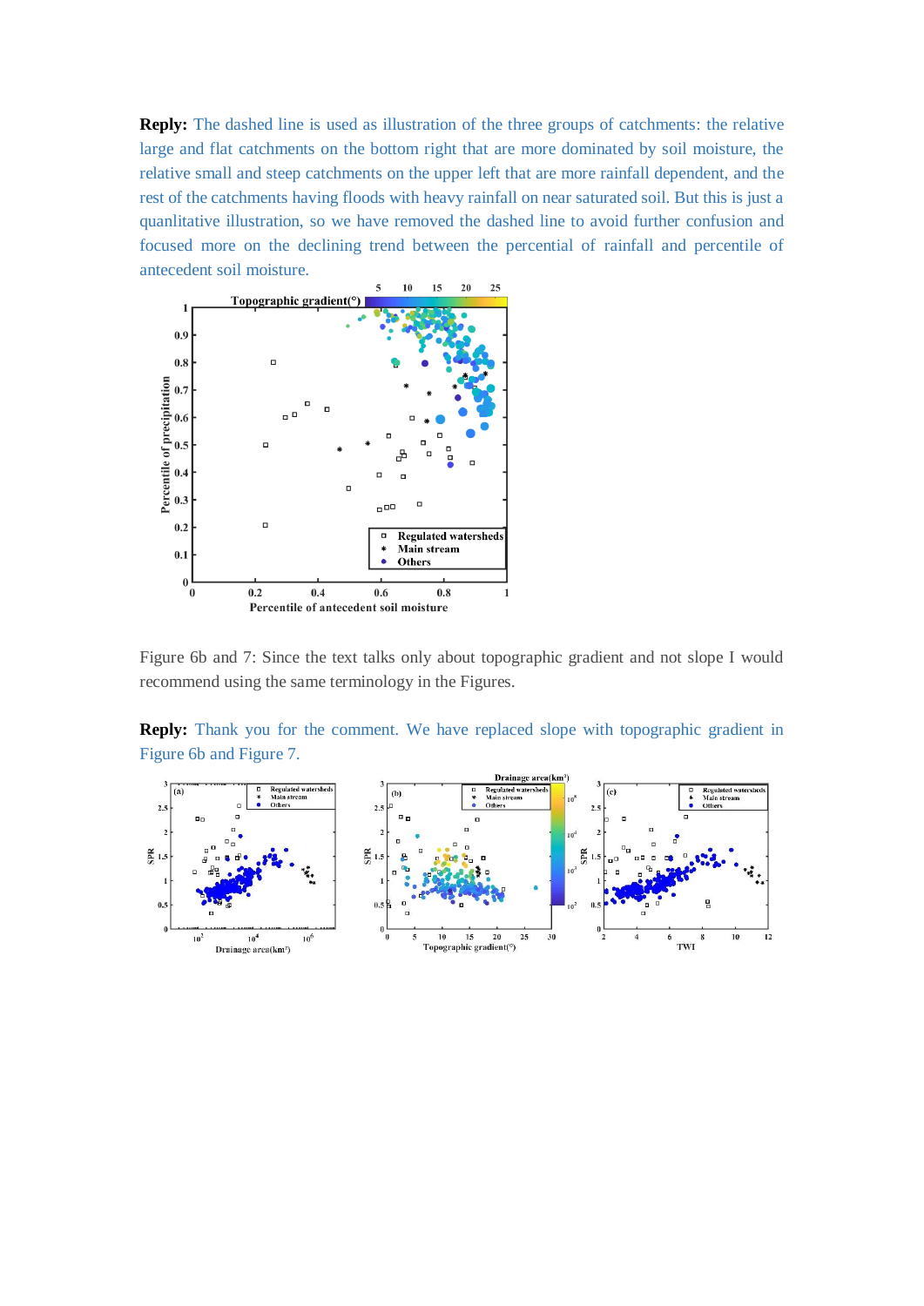**Reply:** The dashed line is used as illustration of the three groups of catchments: the relative large and flat catchments on the bottom right that are more dominated by soil moisture, the relative small and steep catchments on the upper left that are more rainfall dependent, and the rest of the catchments having floods with heavy rainfall on near saturated soil. But this is just a quanlitative illustration, so we have removed the dashed line to avoid further confusion and focused more on the declining trend between the percential of rainfall and percentile of antecedent soil moisture.

Figure 6b and 7: Since the text talks only about topographic gradient and not slope I would recommend using the same terminology in the Figures.

**Reply:** Thank you for the comment. We have replaced slope with topographic gradient in Figure 6b and Figure 7.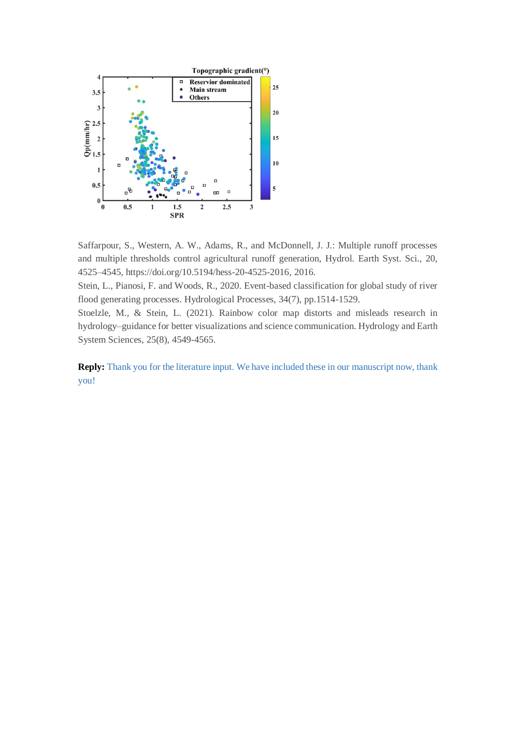Topographic gradient(°)

Reservior dominated
Main stream
Others

Qp(mm/hr)

SPR

0
0.5
1
1.5
2
2.5
3

0
0.5
1
1.5
2
2.5
3
3.5
4

5
10
15
20
25

Saffarpour, S., Western, A. W., Adams, R., and McDonnell, J. J.: Multiple runoff processes and multiple thresholds control agricultural runoff generation, Hydrol. Earth Syst. Sci., 20, 4525–4545, https://doi.org/10.5194/hess-20-4525-2016, 2016.

Stein, L., Pianosi, F. and Woods, R., 2020. Event-based classification for global study of river flood generating processes. Hydrological Processes, 34(7), pp.1514-1529.

Stoelzle, M., & Stein, L. (2021). Rainbow color map distorts and misleads research in hydrology–guidance for better visualizations and science communication. Hydrology and Earth System Sciences, 25(8), 4549-4565.

**Reply:** Thank you for the literature input. We have included these in our manuscript now, thank you!